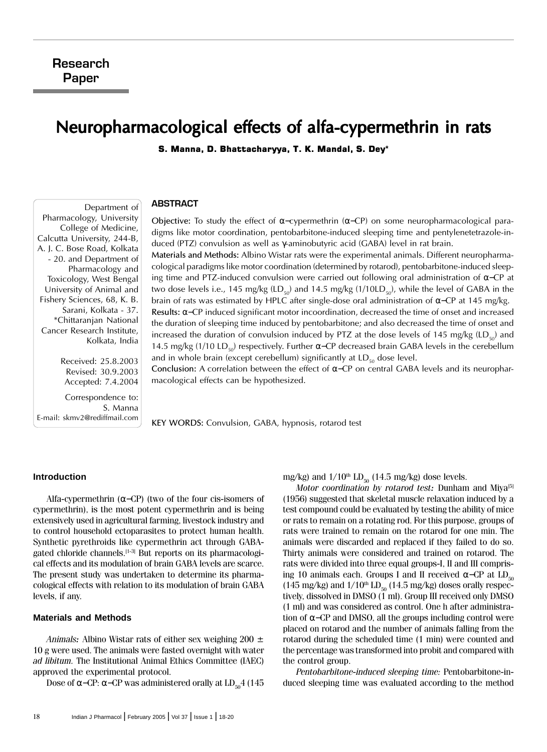Research Paper

# Neuropharmacological effects of alfa-cypermethrin in rats

**S. Manna, D. Bhattacharyya, T. K. Mandal, S. Dey***

Department of Pharmacology, University College of Medicine, Calcutta University, 244-B, A. J. C. Bose Road, Kolkata - 20. and Department of Pharmacology and Toxicology, West Bengal University of Animal and Fishery Sciences, 68, K. B. Sarani, Kolkata - 37. *Chittaranjan National Cancer Research Institute, Kolkata, India

Received: 25.8.2003
Revised: 30.9.2003
Accepted: 7.4.2004

Correspondence to:
S. Manna
E-mail: skmv2@rediffmail.com

## ABSTRACT

**Objective:** To study the effect of α–cypermethrin (α–CP) on some neuropharmacological paradigms like motor coordination, pentobarbitone-induced sleeping time and pentylenetetrazole-induced (PTZ) convulsion as well as γ-aminobutyric acid (GABA) level in rat brain.

**Materials and Methods:** Albino Wistar rats were the experimental animals. Different neuropharmacological paradigms like motor coordination (determined by rotarod), pentobarbitone-induced sleeping time and PTZ-induced convulsion were carried out following oral administration of α–CP at two dose levels i.e., 145 mg/kg ($LD_{50}$) and 14.5 mg/kg ($1/10LD_{50}$), while the level of GABA in the brain of rats was estimated by HPLC after single-dose oral administration of α–CP at 145 mg/kg.

**Results:** α–CP induced significant motor incoordination, decreased the time of onset and increased the duration of sleeping time induced by pentobarbitone; and also decreased the time of onset and increased the duration of convulsion induced by PTZ at the dose levels of 145 mg/kg ($LD_{50}$) and 14.5 mg/kg (1/10 $LD_{50}$) respectively. Further α–CP decreased brain GABA levels in the cerebellum and in whole brain (except cerebellum) significantly at $LD_{50}$ dose level.

**Conclusion:** A correlation between the effect of α–CP on central GABA levels and its neuropharmacological effects can be hypothesized.

**KEY WORDS:** Convulsion, GABA, hypnosis, rotarod test

## Introduction

Alfa-cypermethrin (α–CP) (two of the four cis-isomers of cypermethrin), is the most potent cypermethrin and is being extensively used in agricultural farming, livestock industry and to control household ectoparasites to protect human health. Synthetic pyrethroids like cypermethrin act through GABA-gated chloride channels.[1-3] But reports on its pharmacological effects and its modulation of brain GABA levels are scarce. The present study was undertaken to determine its pharmacological effects with relation to its modulation of brain GABA levels, if any.

## Materials and Methods

*Animals:* Albino Wistar rats of either sex weighing 200 ± 10 g were used. The animals were fasted overnight with water *ad libitum.* The Institutional Animal Ethics Committee (IAEC) approved the experimental protocol.

Dose of α–CP: α–CP was administered orally at $LD_{50}$4 (145 mg/kg) and $1/10^{th}$ $LD_{50}$ (14.5 mg/kg) dose levels.

*Motor coordination by rotarod test:* Dunham and Miya[5] (1956) suggested that skeletal muscle relaxation induced by a test compound could be evaluated by testing the ability of mice or rats to remain on a rotating rod. For this purpose, groups of rats were trained to remain on the rotarod for one min. The animals were discarded and replaced if they failed to do so. Thirty animals were considered and trained on rotarod. The rats were divided into three equal groups-I, II and III comprising 10 animals each. Groups I and II received α–CP at $LD_{50}$ (145 mg/kg) and $1/10^{th}$ $LD_{50}$ (14.5 mg/kg) doses orally respectively, dissolved in DMSO (1 ml). Group III received only DMSO (1 ml) and was considered as control. One h after administration of α–CP and DMSO, all the groups including control were placed on rotarod and the number of animals falling from the rotarod during the scheduled time (1 min) were counted and the percentage was transformed into probit and compared with the control group.

*Pentobarbitone-induced sleeping time:* Pentobarbitone-induced sleeping time was evaluated according to the method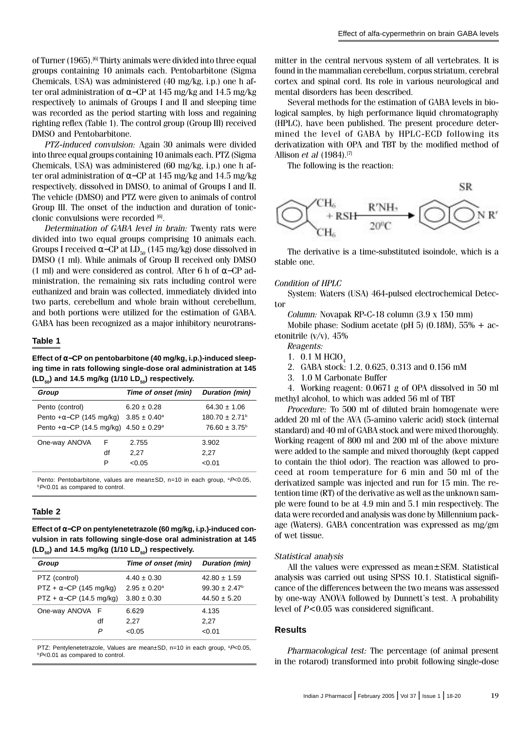of Turner (1965).[6] Thirty animals were divided into three equal groups containing 10 animals each. Pentobarbitone (Sigma Chemicals, USA) was administered (40 mg/kg, i.p.) one h after oral administration of α−CP at 145 mg/kg and 14.5 mg/kg respectively to animals of Groups I and II and sleeping time was recorded as the period starting with loss and regaining righting reflex (Table 1). The control group (Group III) received DMSO and Pentobarbitone.

*PTZ-induced convulsion:* Again 30 animals were divided into three equal groups containing 10 animals each. PTZ (Sigma Chemicals, USA) was administered (60 mg/kg, i.p.) one h after oral administration of α−CP at 145 mg/kg and 14.5 mg/kg respectively, dissolved in DMSO, to animal of Groups I and II. The vehicle (DMSO) and PTZ were given to animals of control Group III. The onset of the induction and duration of tonic-clonic convulsions were recorded [6].

*Determination of GABA level in brain:* Twenty rats were divided into two equal groups comprising 10 animals each. Groups I received α−CP at $LD_{50}$ (145 mg/kg) dose dissolved in DMSO (1 ml). While animals of Group II received only DMSO (1 ml) and were considered as control. After 6 h of α−CP administration, the remaining six rats including control were euthanized and brain was collected, immediately divided into two parts, cerebellum and whole brain without cerebellum, and both portions were utilized for the estimation of GABA. GABA has been recognized as a major inhibitory neurotransmitter in the central nervous system of all vertebrates. It is found in the mammalian cerebellum, corpus striatum, cerebral cortex and spinal cord. Its role in various neurological and mental disorders has been described.

Several methods for the estimation of GABA levels in biological samples, by high performance liquid chromatography (HPLC), have been published. The present procedure determined the level of GABA by HPLC-ECD following its derivatization with OPA and TBT by the modified method of Allison *et al* (1984).[7]

The following is the reaction:

$$\text{(benzene ring with two } CH_6 \text{ groups)} + RSH \xrightarrow[20^0C]{R'NH_7} \text{(isoindole with SR and N R')}$$

The derivative is a time-substituted isoindole, which is a stable one.

*Condition of HPLC*

System: Waters (USA) 464-pulsed electrochemical Detector

*Column:* Novapak RP-C-18 column (3.9 x 150 mm)

Mobile phase: Sodium acetate (pH 5) (0.18M), 55% + acetonitrile (v/v), 45%

*Reagents:*

1. 0.1 M $HClO_4$
2. GABA stock: 1.2, 0.625, 0.313 and 0.156 mM
3. 1.0 M Carbonate Buffer
4. Working reagent: 0.0671 g of OPA dissolved in 50 ml methyl alcohol, to which was added 56 ml of TBT

*Procedure:* To 500 ml of diluted brain homogenate were added 20 ml of the AVA (5-amino valeric acid) stock (internal standard) and 40 ml of GABA stock and were mixed thoroughly. Working reagent of 800 ml and 200 ml of the above mixture were added to the sample and mixed thoroughly (kept capped to contain the thiol odor). The reaction was allowed to proceed at room temperature for 6 min and 50 ml of the derivatized sample was injected and run for 15 min. The retention time (RT) of the derivative as well as the unknown sample were found to be at 4.9 min and 5.1 min respectively. The data were recorded and analysis was done by Millennium package (Waters). GABA concentration was expressed as mg/gm of wet tissue.

*Statistical analysis*

All the values were expressed as mean±SEM. Statistical analysis was carried out using SPSS 10.1. Statistical significance of the differences between the two means was assessed by one-way ANOVA followed by Dunnett's test. A probability level of $P<0.05$ was considered significant.

## Results

*Pharmacological test:* The percentage (of animal present in the rotarod) transformed into probit following single-dose

### Table 1

**Effect of α−CP on pentobarbitone (40 mg/kg, i.p.)-induced sleeping time in rats following single-dose oral administration at 145 ($LD_{50}$) and 14.5 mg/kg (1/10 $LD_{50}$) respectively.**

| Group | | Time of onset (min) | Duration (min) |
|---|---|---|---|
| Pento (control) | | 6.20 ± 0.28 | 64.30 ± 1.06 |
| Pento +α−CP (145 mg/kg) | | 3.85 ± 0.40[a] | 180.70 ± 2.71[b] |
| Pento +α−CP (14.5 mg/kg) | | 4.50 ± 0.29[a] | 76.60 ± 3.75[b] |
| One-way ANOVA | F | 2.755 | 3.902 |
| | df | 2,27 | 2,27 |
| | P | <0.05 | <0.01 |

Pento: Pentobarbitone, values are mean±SD, n=10 in each group, [a]$P<0.05$, [b]$P<0.01$ as compared to control.

### Table 2

**Effect of α−CP on pentylenetetrazole (60 mg/kg, i.p.)-induced convulsion in rats following single-dose oral administration at 145 ($LD_{50}$) and 14.5 mg/kg (1/10 $LD_{50}$) respectively.**

| Group | | Time of onset (min) | Duration (min) |
|---|---|---|---|
| PTZ (control) | | 4.40 ± 0.30 | 42.80 ± 1.59 |
| PTZ + α−CP (145 mg/kg) | | 2.95 ± 0.20[a] | 99.30 ± 2.47[b] |
| PTZ + α−CP (14.5 mg/kg) | | 3.80 ± 0.30 | 44.50 ± 5.20 |
| One-way ANOVA | F | 6.629 | 4.135 |
| | df | 2,27 | 2,27 |
| | P | <0.05 | <0.01 |

PTZ: Pentylenetetrazole, Values are mean±SD, n=10 in each group, [a]$P<0.05$, [b]$P<0.01$ as compared to control.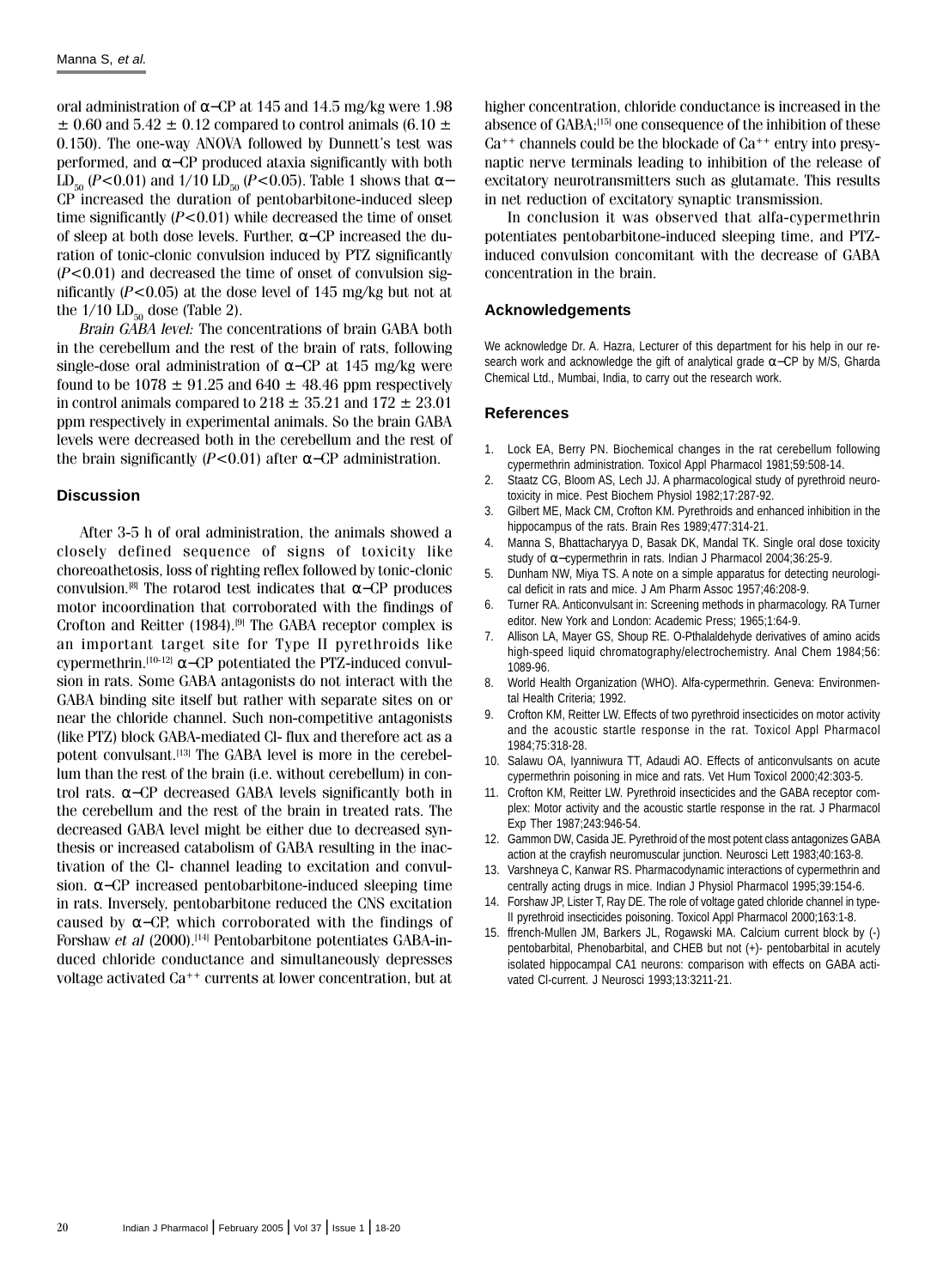oral administration of α–CP at 145 and 14.5 mg/kg were 1.98 ± 0.60 and 5.42 ± 0.12 compared to control animals (6.10 ± 0.150). The one-way ANOVA followed by Dunnett's test was performed, and α–CP produced ataxia significantly with both $LD_{50}$ ($P<0.01$) and 1/10 $LD_{50}$ ($P<0.05$). Table 1 shows that α–CP increased the duration of pentobarbitone-induced sleep time significantly ($P<0.01$) while decreased the time of onset of sleep at both dose levels. Further, α–CP increased the duration of tonic-clonic convulsion induced by PTZ significantly ($P<0.01$) and decreased the time of onset of convulsion significantly ($P<0.05$) at the dose level of 145 mg/kg but not at the 1/10 $LD_{50}$ dose (Table 2).

*Brain GABA level:* The concentrations of brain GABA both in the cerebellum and the rest of the brain of rats, following single-dose oral administration of α–CP at 145 mg/kg were found to be 1078 ± 91.25 and 640 ± 48.46 ppm respectively in control animals compared to 218 ± 35.21 and 172 ± 23.01 ppm respectively in experimental animals. So the brain GABA levels were decreased both in the cerebellum and the rest of the brain significantly ($P<0.01$) after α–CP administration.

## Discussion

After 3-5 h of oral administration, the animals showed a closely defined sequence of signs of toxicity like choreoathetosis, loss of righting reflex followed by tonic-clonic convulsion.[8] The rotarod test indicates that α–CP produces motor incoordination that corroborated with the findings of Crofton and Reitter (1984).[9] The GABA receptor complex is an important target site for Type II pyrethroids like cypermethrin.[10-12] α–CP potentiated the PTZ-induced convulsion in rats. Some GABA antagonists do not interact with the GABA binding site itself but rather with separate sites on or near the chloride channel. Such non-competitive antagonists (like PTZ) block GABA-mediated Cl- flux and therefore act as a potent convulsant.[13] The GABA level is more in the cerebellum than the rest of the brain (i.e. without cerebellum) in control rats. α–CP decreased GABA levels significantly both in the cerebellum and the rest of the brain in treated rats. The decreased GABA level might be either due to decreased synthesis or increased catabolism of GABA resulting in the inactivation of the Cl- channel leading to excitation and convulsion. α–CP increased pentobarbitone-induced sleeping time in rats. Inversely, pentobarbitone reduced the CNS excitation caused by α–CP, which corroborated with the findings of Forshaw *et al* (2000).[14] Pentobarbitone potentiates GABA-induced chloride conductance and simultaneously depresses voltage activated $Ca^{++}$ currents at lower concentration, but at higher concentration, chloride conductance is increased in the absence of GABA;[15] one consequence of the inhibition of these $Ca^{++}$ channels could be the blockade of $Ca^{++}$ entry into presynaptic nerve terminals leading to inhibition of the release of excitatory neurotransmitters such as glutamate. This results in net reduction of excitatory synaptic transmission.

In conclusion it was observed that alfa-cypermethrin potentiates pentobarbitone-induced sleeping time, and PTZ-induced convulsion concomitant with the decrease of GABA concentration in the brain.

## Acknowledgements

We acknowledge Dr. A. Hazra, Lecturer of this department for his help in our research work and acknowledge the gift of analytical grade α–CP by M/S, Gharda Chemical Ltd., Mumbai, India, to carry out the research work.

## References

1. Lock EA, Berry PN. Biochemical changes in the rat cerebellum following cypermethrin administration. Toxicol Appl Pharmacol 1981;59:508-14.
2. Staatz CG, Bloom AS, Lech JJ. A pharmacological study of pyrethroid neurotoxicity in mice. Pest Biochem Physiol 1982;17:287-92.
3. Gilbert ME, Mack CM, Crofton KM. Pyrethroids and enhanced inhibition in the hippocampus of the rats. Brain Res 1989;477:314-21.
4. Manna S, Bhattacharyya D, Basak DK, Mandal TK. Single oral dose toxicity study of α–cypermethrin in rats. Indian J Pharmacol 2004;36:25-9.
5. Dunham NW, Miya TS. A note on a simple apparatus for detecting neurological deficit in rats and mice. J Am Pharm Assoc 1957;46:208-9.
6. Turner RA. Anticonvulsant in: Screening methods in pharmacology. RA Turner editor. New York and London: Academic Press; 1965;1:64-9.
7. Allison LA, Mayer GS, Shoup RE. O-Pthalaldehyde derivatives of amino acids high-speed liquid chromatography/electrochemistry. Anal Chem 1984;56: 1089-96.
8. World Health Organization (WHO). Alfa-cypermethrin. Geneva: Environmental Health Criteria; 1992.
9. Crofton KM, Reitter LW. Effects of two pyrethroid insecticides on motor activity and the acoustic startle response in the rat. Toxicol Appl Pharmacol 1984;75:318-28.
10. Salawu OA, Iyanniwura TT, Adaudi AO. Effects of anticonvulsants on acute cypermethrin poisoning in mice and rats. Vet Hum Toxicol 2000;42:303-5.
11. Crofton KM, Reitter LW. Pyrethroid insecticides and the GABA receptor complex: Motor activity and the acoustic startle response in the rat. J Pharmacol Exp Ther 1987;243:946-54.
12. Gammon DW, Casida JE. Pyrethroid of the most potent class antagonizes GABA action at the crayfish neuromuscular junction. Neurosci Lett 1983;40:163-8.
13. Varshneya C, Kanwar RS. Pharmacodynamic interactions of cypermethrin and centrally acting drugs in mice. Indian J Physiol Pharmacol 1995;39:154-6.
14. Forshaw JP, Lister T, Ray DE. The role of voltage gated chloride channel in type-II pyrethroid insecticides poisoning. Toxicol Appl Pharmacol 2000;163:1-8.
15. ffrench-Mullen JM, Barkers JL, Rogawski MA. Calcium current block by (-) pentobarbital, Phenobarbital, and CHEB but not (+)- pentobarbital in acutely isolated hippocampal CA1 neurons: comparison with effects on GABA activated Cl-current. J Neurosci 1993;13:3211-21.